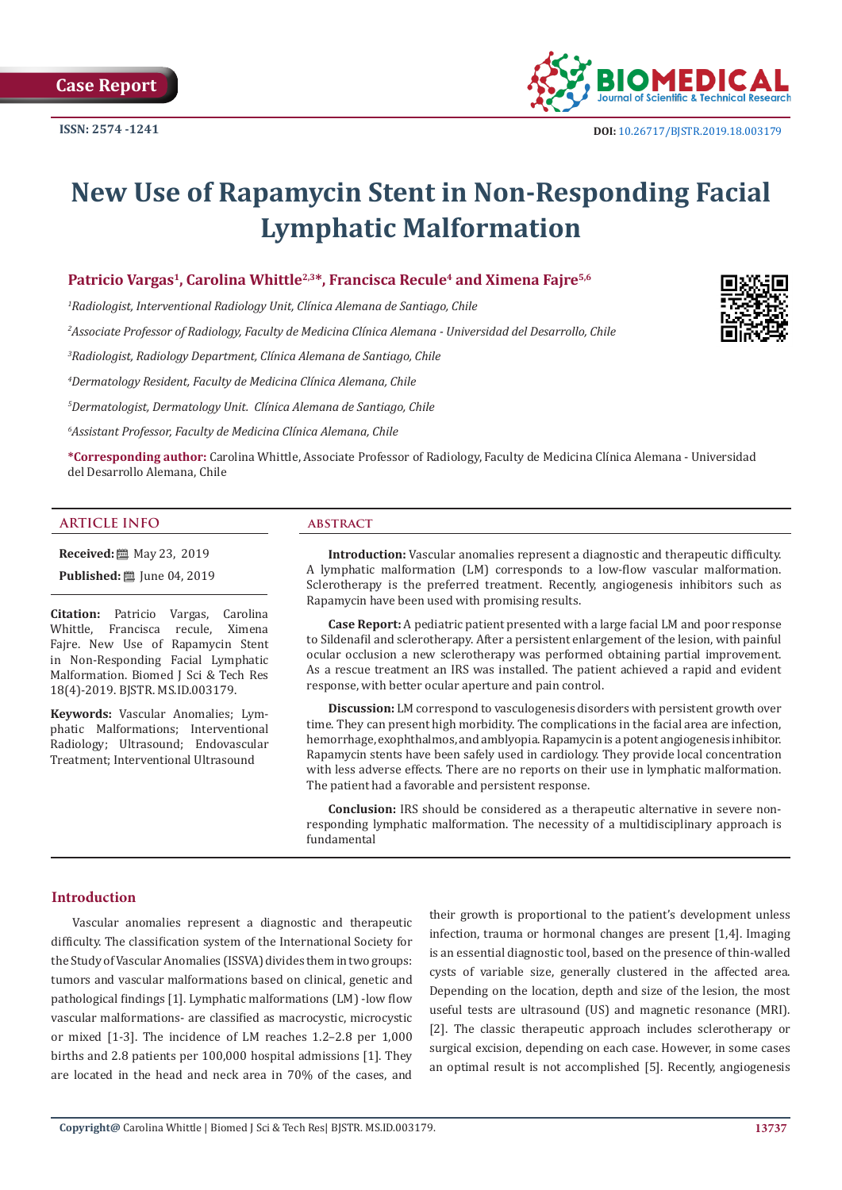Case Report

ISSN: 2574 -1241

DOI: 10.26717/BJSTR.2019.18.003179

# New Use of Rapamycin Stent in Non-Responding Facial Lymphatic Malformation

**Patricio Vargas[1], Carolina Whittle[2,3]*, Francisca Recule[4] and Ximena Fajre[5,6]**

[1]*Radiologist, Interventional Radiology Unit, Clínica Alemana de Santiago, Chile*

[2]*Associate Professor of Radiology, Faculty de Medicina Clínica Alemana - Universidad del Desarrollo, Chile*

[3]*Radiologist, Radiology Department, Clínica Alemana de Santiago, Chile*

[4]*Dermatology Resident, Faculty de Medicina Clínica Alemana, Chile*

[5]*Dermatologist, Dermatology Unit. Clínica Alemana de Santiago, Chile*

[6]*Assistant Professor, Faculty de Medicina Clínica Alemana, Chile*

**\*Corresponding author:** Carolina Whittle, Associate Professor of Radiology, Faculty de Medicina Clínica Alemana - Universidad del Desarrollo Alemana, Chile

## ARTICLE INFO

**Received:** May 23, 2019

**Published:** June 04, 2019

**Citation:** Patricio Vargas, Carolina Whittle, Francisca recule, Ximena Fajre. New Use of Rapamycin Stent in Non-Responding Facial Lymphatic Malformation. Biomed J Sci & Tech Res 18(4)-2019. BJSTR. MS.ID.003179.

**Keywords:** Vascular Anomalies; Lymphatic Malformations; Interventional Radiology; Ultrasound; Endovascular Treatment; Interventional Ultrasound

## ABSTRACT

**Introduction:** Vascular anomalies represent a diagnostic and therapeutic difficulty. A lymphatic malformation (LM) corresponds to a low-flow vascular malformation. Sclerotherapy is the preferred treatment. Recently, angiogenesis inhibitors such as Rapamycin have been used with promising results.

**Case Report:** A pediatric patient presented with a large facial LM and poor response to Sildenafil and sclerotherapy. After a persistent enlargement of the lesion, with painful ocular occlusion a new sclerotherapy was performed obtaining partial improvement. As a rescue treatment an IRS was installed. The patient achieved a rapid and evident response, with better ocular aperture and pain control.

**Discussion:** LM correspond to vasculogenesis disorders with persistent growth over time. They can present high morbidity. The complications in the facial area are infection, hemorrhage, exophthalmos, and amblyopia. Rapamycin is a potent angiogenesis inhibitor. Rapamycin stents have been safely used in cardiology. They provide local concentration with less adverse effects. There are no reports on their use in lymphatic malformation. The patient had a favorable and persistent response.

**Conclusion:** IRS should be considered as a therapeutic alternative in severe non-responding lymphatic malformation. The necessity of a multidisciplinary approach is fundamental

## Introduction

Vascular anomalies represent a diagnostic and therapeutic difficulty. The classification system of the International Society for the Study of Vascular Anomalies (ISSVA) divides them in two groups: tumors and vascular malformations based on clinical, genetic and pathological findings [1]. Lymphatic malformations (LM) -low flow vascular malformations- are classified as macrocystic, microcystic or mixed [1-3]. The incidence of LM reaches 1.2–2.8 per 1,000 births and 2.8 patients per 100,000 hospital admissions [1]. They are located in the head and neck area in 70% of the cases, and their growth is proportional to the patient's development unless infection, trauma or hormonal changes are present [1,4]. Imaging is an essential diagnostic tool, based on the presence of thin-walled cysts of variable size, generally clustered in the affected area. Depending on the location, depth and size of the lesion, the most useful tests are ultrasound (US) and magnetic resonance (MRI). [2]. The classic therapeutic approach includes sclerotherapy or surgical excision, depending on each case. However, in some cases an optimal result is not accomplished [5]. Recently, angiogenesis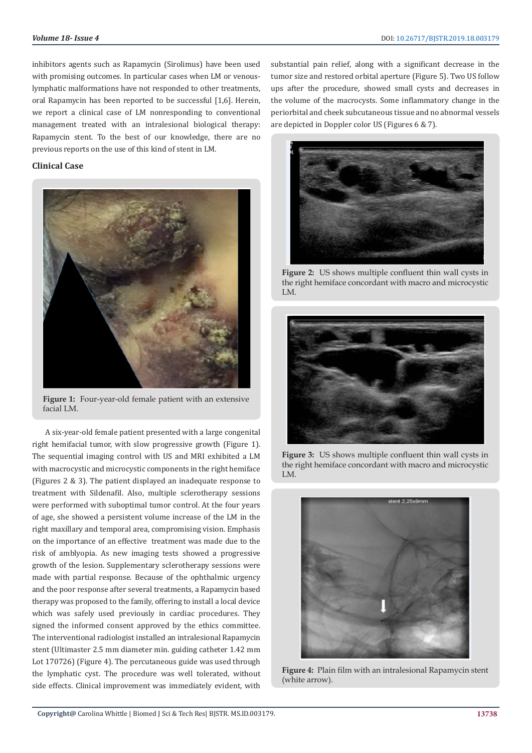inhibitors agents such as Rapamycin (Sirolimus) have been used with promising outcomes. In particular cases when LM or venous-lymphatic malformations have not responded to other treatments, oral Rapamycin has been reported to be successful [1,6]. Herein, we report a clinical case of LM nonresponding to conventional management treated with an intralesional biological therapy: Rapamycin stent. To the best of our knowledge, there are no previous reports on the use of this kind of stent in LM.

## Clinical Case

**Figure 1:** Four-year-old female patient with an extensive facial LM.

A six-year-old female patient presented with a large congenital right hemifacial tumor, with slow progressive growth (Figure 1). The sequential imaging control with US and MRI exhibited a LM with macrocystic and microcystic components in the right hemiface (Figures 2 & 3). The patient displayed an inadequate response to treatment with Sildenafil. Also, multiple sclerotherapy sessions were performed with suboptimal tumor control. At the four years of age, she showed a persistent volume increase of the LM in the right maxillary and temporal area, compromising vision. Emphasis on the importance of an effective treatment was made due to the risk of amblyopia. As new imaging tests showed a progressive growth of the lesion. Supplementary sclerotherapy sessions were made with partial response. Because of the ophthalmic urgency and the poor response after several treatments, a Rapamycin based therapy was proposed to the family, offering to install a local device which was safely used previously in cardiac procedures. They signed the informed consent approved by the ethics committee. The interventional radiologist installed an intralesional Rapamycin stent (Ultimaster 2.5 mm diameter min. guiding catheter 1.42 mm Lot 170726) (Figure 4). The percutaneous guide was used through the lymphatic cyst. The procedure was well tolerated, without side effects. Clinical improvement was immediately evident, with substantial pain relief, along with a significant decrease in the tumor size and restored orbital aperture (Figure 5). Two US follow ups after the procedure, showed small cysts and decreases in the volume of the macrocysts. Some inflammatory change in the periorbital and cheek subcutaneous tissue and no abnormal vessels are depicted in Doppler color US (Figures 6 & 7).

**Figure 2:** US shows multiple confluent thin wall cysts in the right hemiface concordant with macro and microcystic LM.

**Figure 3:** US shows multiple confluent thin wall cysts in the right hemiface concordant with macro and microcystic LM.

**Figure 4:** Plain film with an intralesional Rapamycin stent (white arrow).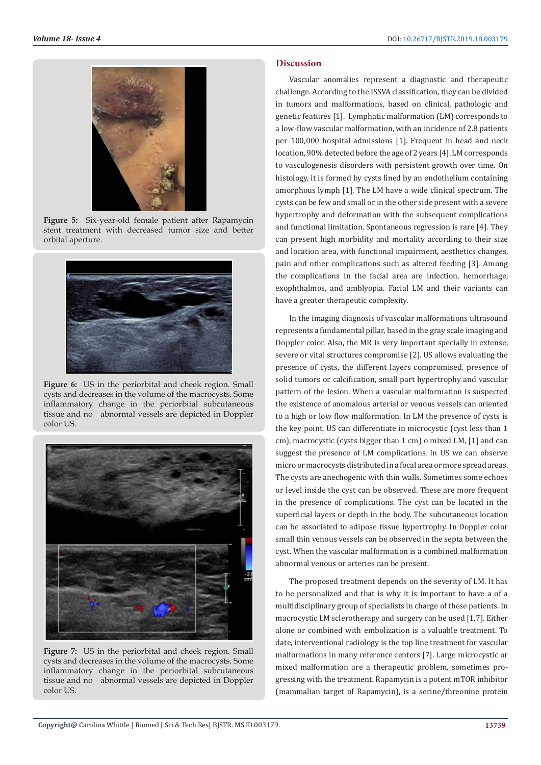Figure 5: Six-year-old female patient after Rapamycin stent treatment with decreased tumor size and better orbital aperture.

Figure 6: US in the periorbital and cheek region. Small cysts and decreases in the volume of the macrocysts. Some inflammatory change in the periorbital subcutaneous tissue and no abnormal vessels are depicted in Doppler color US.

Figure 7: US in the periorbital and cheek region. Small cysts and decreases in the volume of the macrocysts. Some inflammatory change in the periorbital subcutaneous tissue and no abnormal vessels are depicted in Doppler color US.

## Discussion

Vascular anomalies represent a diagnostic and therapeutic challenge. According to the ISSVA classification, they can be divided in tumors and malformations, based on clinical, pathologic and genetic features [1]. Lymphatic malformation (LM) corresponds to a low-flow vascular malformation, with an incidence of 2.8 patients per 100,000 hospital admissions [1]. Frequent in head and neck location, 90% detected before the age of 2 years [4]. LM corresponds to vasculogenesis disorders with persistent growth over time. On histology, it is formed by cysts lined by an endothelium containing amorphous lymph [1]. The LM have a wide clinical spectrum. The cysts can be few and small or in the other side present with a severe hypertrophy and deformation with the subsequent complications and functional limitation. Spontaneous regression is rare [4]. They can present high morbidity and mortality according to their size and location area, with functional impairment, aesthetics changes, pain and other complications such as altered feeding [3]. Among the complications in the facial area are infection, hemorrhage, exophthalmos, and amblyopia. Facial LM and their variants can have a greater therapeutic complexity.

In the imaging diagnosis of vascular malformations ultrasound represents a fundamental pillar, based in the gray scale imaging and Doppler color. Also, the MR is very important specially in extense, severe or vital structures compromise [2]. US allows evaluating the presence of cysts, the different layers compromised, presence of solid tumors or calcification, small part hypertrophy and vascular pattern of the lesion. When a vascular malformation is suspected the existence of anomalous arterial or venous vessels can oriented to a high or low flow malformation. In LM the presence of cysts is the key point. US can differentiate in microcystic (cyst less than 1 cm), macrocystic (cysts bigger than 1 cm) o mixed LM, [1] and can suggest the presence of LM complications. In US we can observe micro or macrocysts distributed in a focal area or more spread areas. The cysts are anechogenic with thin walls. Sometimes some echoes or level inside the cyst can be observed. These are more frequent in the presence of complications. The cyst can be located in the superficial layers or depth in the body. The subcutaneous location can be associated to adipose tissue hypertrophy. In Doppler color small thin venous vessels can be observed in the septa between the cyst. When the vascular malformation is a combined malformation abnormal venous or arteries can be present.

The proposed treatment depends on the severity of LM. It has to be personalized and that is why it is important to have a of a multidisciplinary group of specialists in charge of these patients. In macrocystic LM sclerotherapy and surgery can be used [1,7]. Either alone or combined with embolization is a valuable treatment. To date, interventional radiology is the top line treatment for vascular malformations in many reference centers [7]. Large microcystic or mixed malformation are a therapeutic problem, sometimes progressing with the treatment. Rapamycin is a potent mTOR inhibitor (mammalian target of Rapamycin), is a serine/threonine protein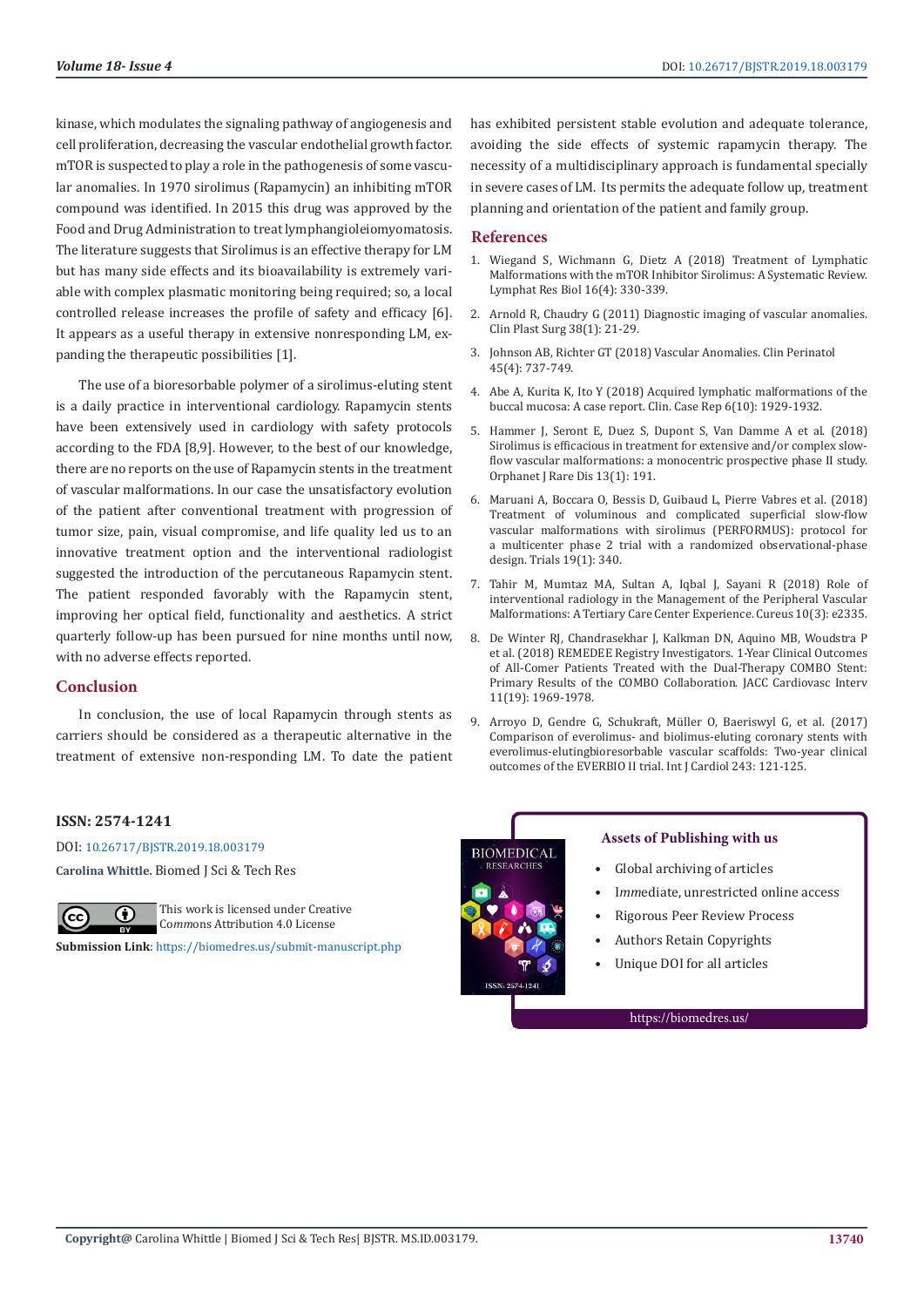kinase, which modulates the signaling pathway of angiogenesis and cell proliferation, decreasing the vascular endothelial growth factor. mTOR is suspected to play a role in the pathogenesis of some vascular anomalies. In 1970 sirolimus (Rapamycin) an inhibiting mTOR compound was identified. In 2015 this drug was approved by the Food and Drug Administration to treat lymphangioleiomyomatosis. The literature suggests that Sirolimus is an effective therapy for LM but has many side effects and its bioavailability is extremely variable with complex plasmatic monitoring being required; so, a local controlled release increases the profile of safety and efficacy [6]. It appears as a useful therapy in extensive nonresponding LM, expanding the therapeutic possibilities [1].

The use of a bioresorbable polymer of a sirolimus-eluting stent is a daily practice in interventional cardiology. Rapamycin stents have been extensively used in cardiology with safety protocols according to the FDA [8,9]. However, to the best of our knowledge, there are no reports on the use of Rapamycin stents in the treatment of vascular malformations. In our case the unsatisfactory evolution of the patient after conventional treatment with progression of tumor size, pain, visual compromise, and life quality led us to an innovative treatment option and the interventional radiologist suggested the introduction of the percutaneous Rapamycin stent. The patient responded favorably with the Rapamycin stent, improving her optical field, functionality and aesthetics. A strict quarterly follow-up has been pursued for nine months until now, with no adverse effects reported.

## Conclusion

In conclusion, the use of local Rapamycin through stents as carriers should be considered as a therapeutic alternative in the treatment of extensive non-responding LM. To date the patient has exhibited persistent stable evolution and adequate tolerance, avoiding the side effects of systemic rapamycin therapy. The necessity of a multidisciplinary approach is fundamental specially in severe cases of LM. Its permits the adequate follow up, treatment planning and orientation of the patient and family group.

## References

1. Wiegand S, Wichmann G, Dietz A (2018) Treatment of Lymphatic Malformations with the mTOR Inhibitor Sirolimus: A Systematic Review. Lymphat Res Biol 16(4): 330-339.
2. Arnold R, Chaudry G (2011) Diagnostic imaging of vascular anomalies. Clin Plast Surg 38(1): 21-29.
3. Johnson AB, Richter GT (2018) Vascular Anomalies. Clin Perinatol 45(4): 737-749.
4. Abe A, Kurita K, Ito Y (2018) Acquired lymphatic malformations of the buccal mucosa: A case report. Clin. Case Rep 6(10): 1929-1932.
5. Hammer J, Seront E, Duez S, Dupont S, Van Damme A et al. (2018) Sirolimus is efficacious in treatment for extensive and/or complex slow-flow vascular malformations: a monocentric prospective phase II study. Orphanet J Rare Dis 13(1): 191.
6. Maruani A, Boccara O, Bessis D, Guibaud L, Pierre Vabres et al. (2018) Treatment of voluminous and complicated superficial slow-flow vascular malformations with sirolimus (PERFORMUS): protocol for a multicenter phase 2 trial with a randomized observational-phase design. Trials 19(1): 340.
7. Tahir M, Mumtaz MA, Sultan A, Iqbal J, Sayani R (2018) Role of interventional radiology in the Management of the Peripheral Vascular Malformations: A Tertiary Care Center Experience. Cureus 10(3): e2335.
8. De Winter RJ, Chandrasekhar J, Kalkman DN, Aquino MB, Woudstra P et al. (2018) REMEDEE Registry Investigators. 1-Year Clinical Outcomes of All-Comer Patients Treated with the Dual-Therapy COMBO Stent: Primary Results of the COMBO Collaboration. JACC Cardiovasc Interv 11(19): 1969-1978.
9. Arroyo D, Gendre G, Schukraft, Müller O, Baeriswyl G, et al. (2017) Comparison of everolimus- and biolimus-eluting coronary stents with everolimus-elutingbioresorbable vascular scaffolds: Two-year clinical outcomes of the EVERBIO II trial. Int J Cardiol 243: 121-125.

**ISSN: 2574-1241**

DOI: 10.26717/BJSTR.2019.18.003179

**Carolina Whittle.** Biomed J Sci & Tech Res

This work is licensed under Creative Commons Attribution 4.0 License

**Submission Link**: https://biomedres.us/submit-manuscript.php

### Assets of Publishing with us

- Global archiving of articles
- Immediate, unrestricted online access
- Rigorous Peer Review Process
- Authors Retain Copyrights
- Unique DOI for all articles

https://biomedres.us/